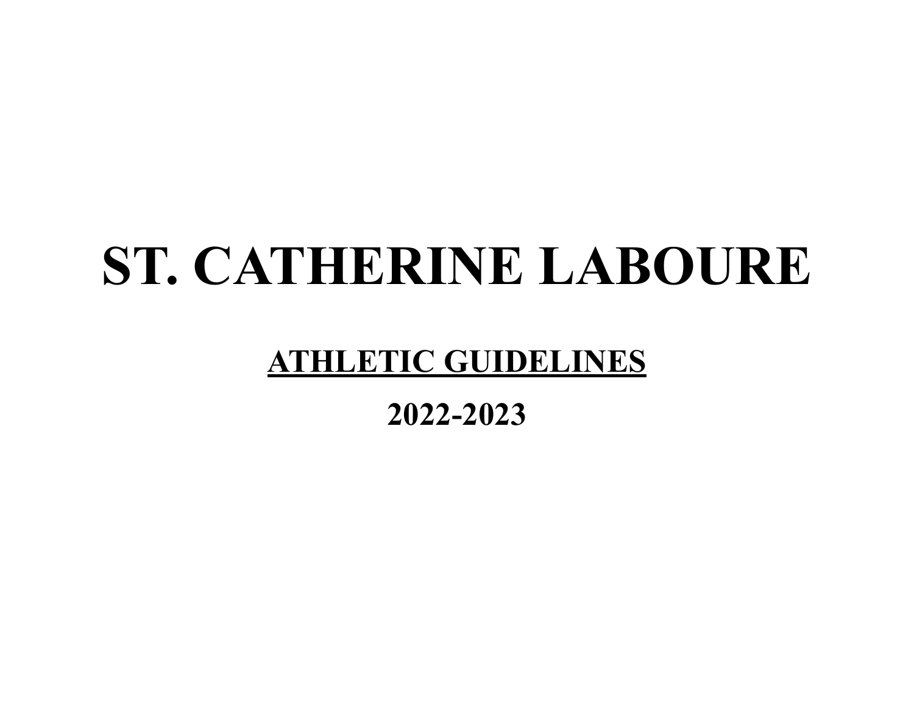# ST. CATHERINE LABOURE

## <u>ATHLETIC GUIDELINES</u>

## 2022-2023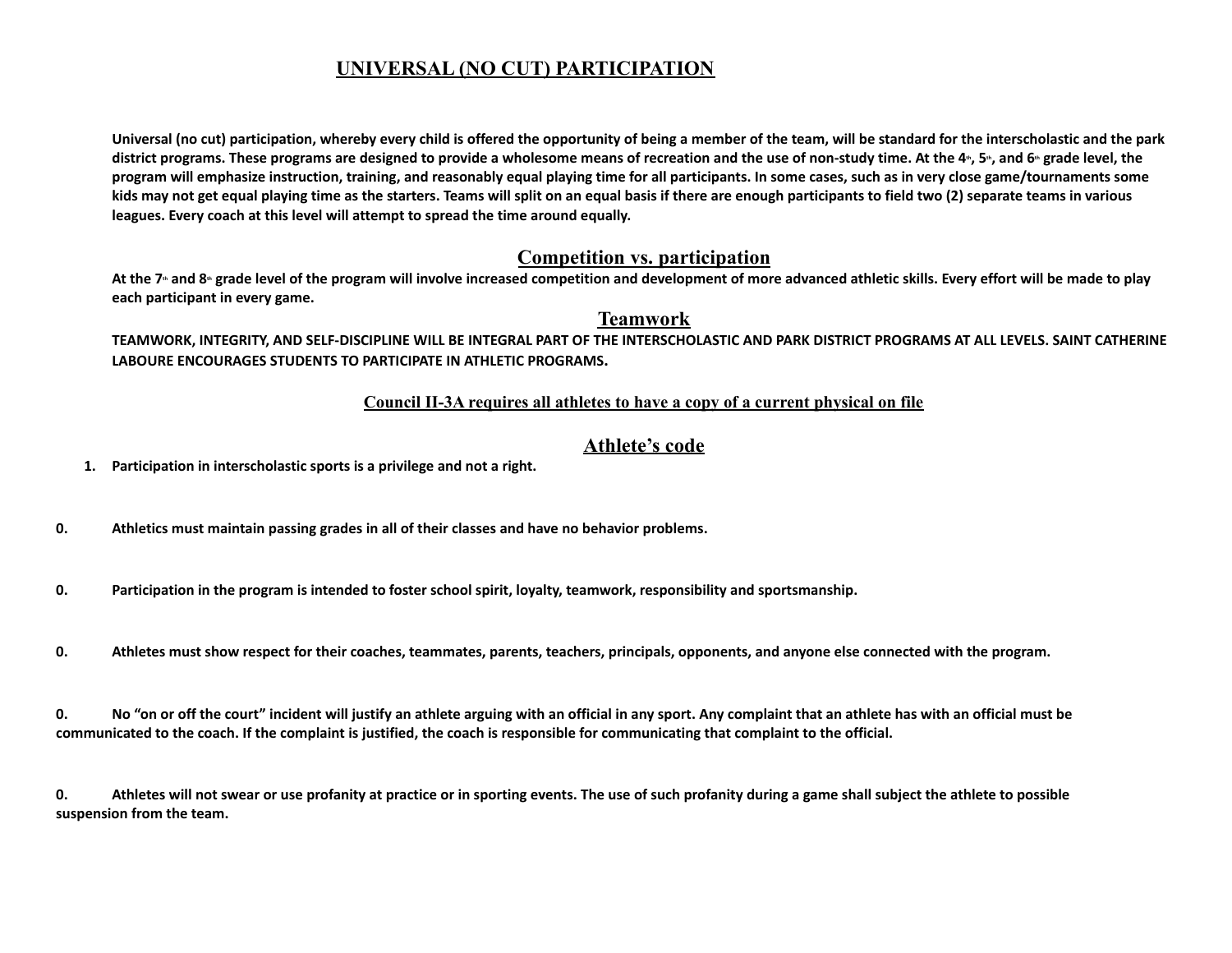# UNIVERSAL (NO CUT) PARTICIPATION

**Universal (no cut) participation, whereby every child is offered the opportunity of being a member of the team, will be standard for the interscholastic and the park district programs. These programs are designed to provide a wholesome means of recreation and the use of non-study time. At the 4th, 5th, and 6th grade level, the program will emphasize instruction, training, and reasonably equal playing time for all participants. In some cases, such as in very close game/tournaments some kids may not get equal playing time as the starters. Teams will split on an equal basis if there are enough participants to field two (2) separate teams in various leagues. Every coach at this level will attempt to spread the time around equally.**

## Competition vs. participation

**At the 7th and 8th grade level of the program will involve increased competition and development of more advanced athletic skills. Every effort will be made to play each participant in every game.**

## Teamwork

**TEAMWORK, INTEGRITY, AND SELF-DISCIPLINE WILL BE INTEGRAL PART OF THE INTERSCHOLASTIC AND PARK DISTRICT PROGRAMS AT ALL LEVELS. SAINT CATHERINE LABOURE ENCOURAGES STUDENTS TO PARTICIPATE IN ATHLETIC PROGRAMS.**

**Council II-3A requires all athletes to have a copy of a current physical on file**

## Athlete's code

1. **Participation in interscholastic sports is a privilege and not a right.**

0. **Athletics must maintain passing grades in all of their classes and have no behavior problems.**

0. **Participation in the program is intended to foster school spirit, loyalty, teamwork, responsibility and sportsmanship.**

0. **Athletes must show respect for their coaches, teammates, parents, teachers, principals, opponents, and anyone else connected with the program.**

0. **No "on or off the court" incident will justify an athlete arguing with an official in any sport. Any complaint that an athlete has with an official must be communicated to the coach. If the complaint is justified, the coach is responsible for communicating that complaint to the official.**

0. **Athletes will not swear or use profanity at practice or in sporting events. The use of such profanity during a game shall subject the athlete to possible suspension from the team.**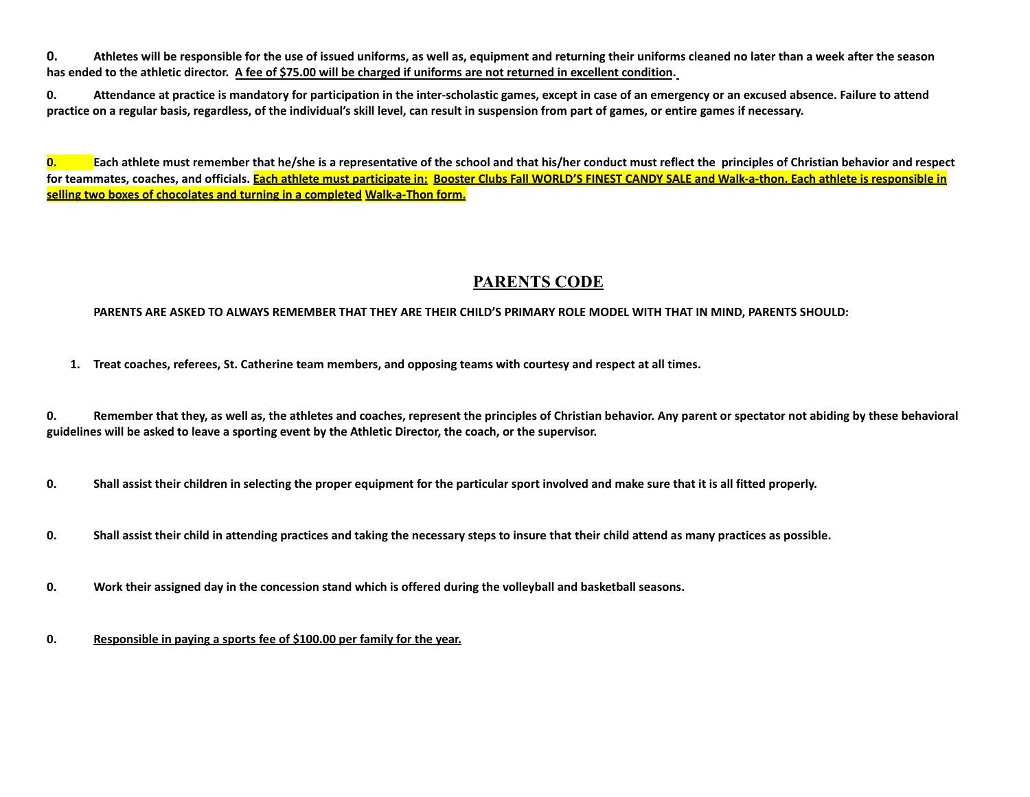**0. Athletes will be responsible for the use of issued uniforms, as well as, equipment and returning their uniforms cleaned no later than a week after the season has ended to the athletic director. <u>A fee of $75.00 will be charged if uniforms are not returned in excellent condition</u>.**

**0. Attendance at practice is mandatory for participation in the inter-scholastic games, except in case of an emergency or an excused absence. Failure to attend practice on a regular basis, regardless, of the individual's skill level, can result in suspension from part of games, or entire games if necessary.**

**0. Each athlete must remember that he/she is a representative of the school and that his/her conduct must reflect the principles of Christian behavior and respect for teammates, coaches, and officials. <u>Each athlete must participate in: Booster Clubs Fall WORLD'S FINEST CANDY SALE and Walk-a-thon. Each athlete is responsible in selling two boxes of chocolates and turning in a completed Walk-a-Thon form.</u>**

## PARENTS CODE

**PARENTS ARE ASKED TO ALWAYS REMEMBER THAT THEY ARE THEIR CHILD'S PRIMARY ROLE MODEL WITH THAT IN MIND, PARENTS SHOULD:**

1. **Treat coaches, referees, St. Catherine team members, and opposing teams with courtesy and respect at all times.**

**0. Remember that they, as well as, the athletes and coaches, represent the principles of Christian behavior. Any parent or spectator not abiding by these behavioral guidelines will be asked to leave a sporting event by the Athletic Director, the coach, or the supervisor.**

**0. Shall assist their children in selecting the proper equipment for the particular sport involved and make sure that it is all fitted properly.**

**0. Shall assist their child in attending practices and taking the necessary steps to insure that their child attend as many practices as possible.**

**0. Work their assigned day in the concession stand which is offered during the volleyball and basketball seasons.**

**0. <u>Responsible in paying a sports fee of $100.00 per family for the year.</u>**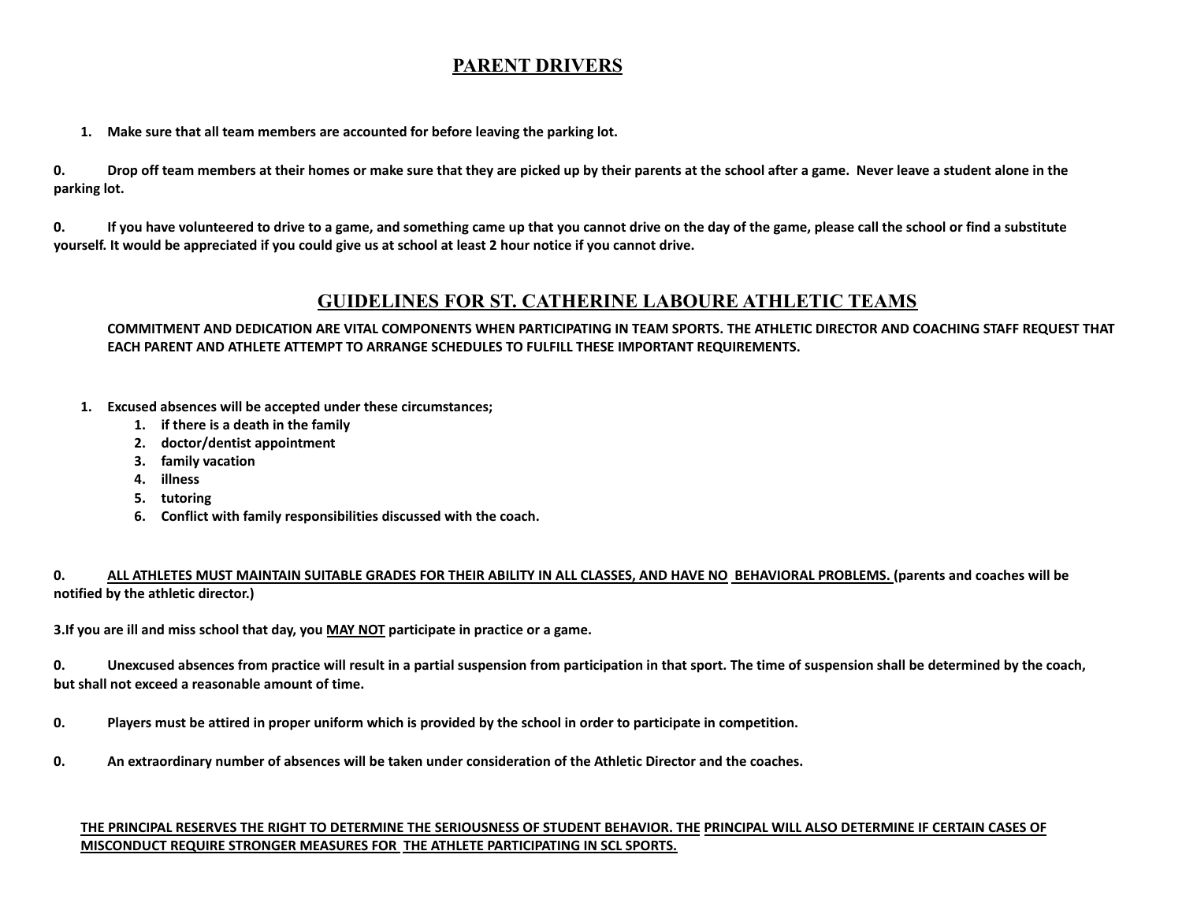## PARENT DRIVERS

1. **Make sure that all team members are accounted for before leaving the parking lot.**

**0. Drop off team members at their homes or make sure that they are picked up by their parents at the school after a game. Never leave a student alone in the parking lot.**

**0. If you have volunteered to drive to a game, and something came up that you cannot drive on the day of the game, please call the school or find a substitute yourself. It would be appreciated if you could give us at school at least 2 hour notice if you cannot drive.**

## GUIDELINES FOR ST. CATHERINE LABOURE ATHLETIC TEAMS

**COMMITMENT AND DEDICATION ARE VITAL COMPONENTS WHEN PARTICIPATING IN TEAM SPORTS. THE ATHLETIC DIRECTOR AND COACHING STAFF REQUEST THAT EACH PARENT AND ATHLETE ATTEMPT TO ARRANGE SCHEDULES TO FULFILL THESE IMPORTANT REQUIREMENTS.**

1. **Excused absences will be accepted under these circumstances;**
   1. **if there is a death in the family**
   2. **doctor/dentist appointment**
   3. **family vacation**
   4. **illness**
   5. **tutoring**
   6. **Conflict with family responsibilities discussed with the coach.**

**0. <u>ALL ATHLETES MUST MAINTAIN SUITABLE GRADES FOR THEIR ABILITY IN ALL CLASSES, AND HAVE NO BEHAVIORAL PROBLEMS.</u> (parents and coaches will be notified by the athletic director.)**

**3.If you are ill and miss school that day, you <u>MAY NOT</u> participate in practice or a game.**

**0. Unexcused absences from practice will result in a partial suspension from participation in that sport. The time of suspension shall be determined by the coach, but shall not exceed a reasonable amount of time.**

**0. Players must be attired in proper uniform which is provided by the school in order to participate in competition.**

**0. An extraordinary number of absences will be taken under consideration of the Athletic Director and the coaches.**

**<u>THE PRINCIPAL RESERVES THE RIGHT TO DETERMINE THE SERIOUSNESS OF STUDENT BEHAVIOR. THE PRINCIPAL WILL ALSO DETERMINE IF CERTAIN CASES OF MISCONDUCT REQUIRE STRONGER MEASURES FOR THE ATHLETE PARTICIPATING IN SCL SPORTS.</u>**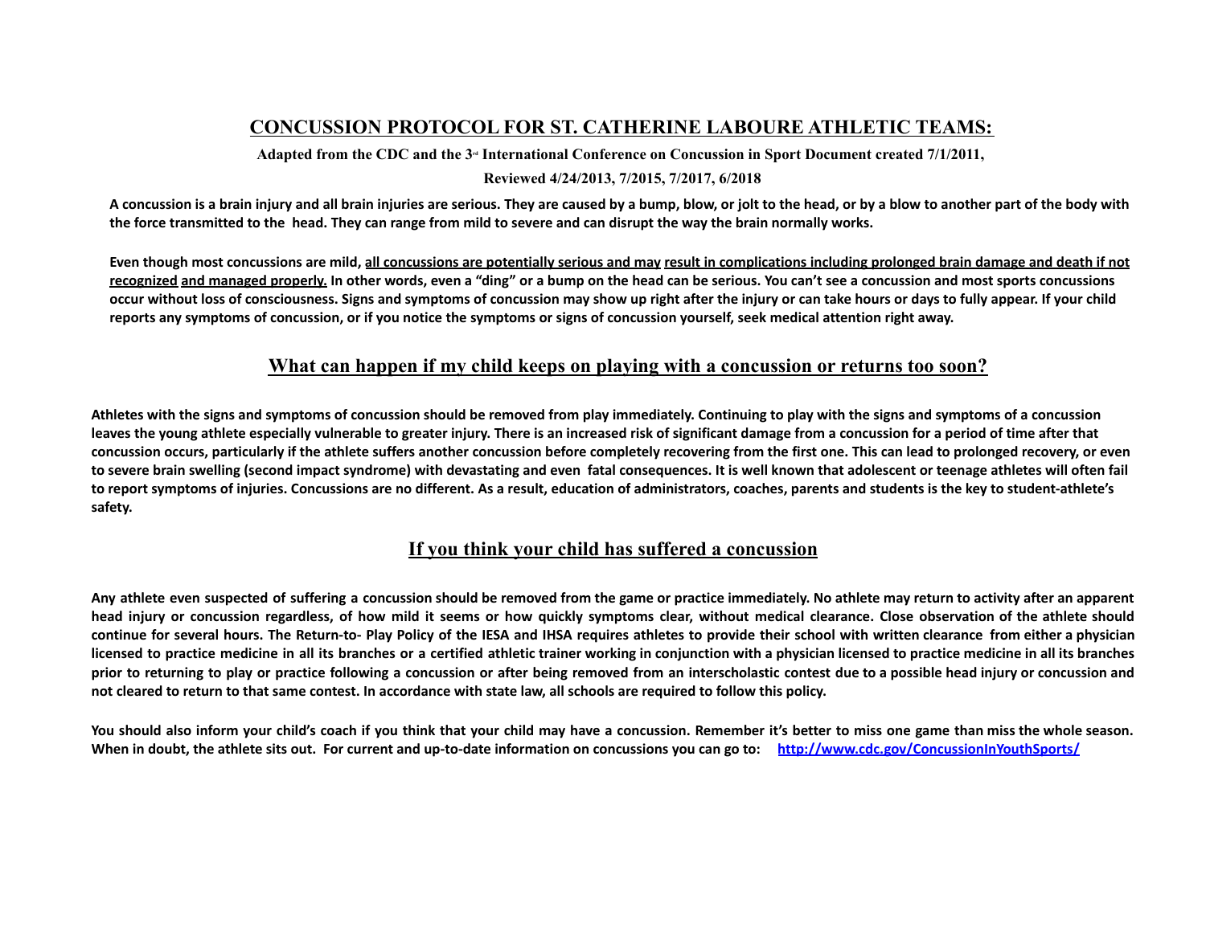## CONCUSSION PROTOCOL FOR ST. CATHERINE LABOURE ATHLETIC TEAMS:

**Adapted from the CDC and the 3rd International Conference on Concussion in Sport Document created 7/1/2011,**

**Reviewed 4/24/2013, 7/2015, 7/2017, 6/2018**

**A concussion is a brain injury and all brain injuries are serious. They are caused by a bump, blow, or jolt to the head, or by a blow to another part of the body with the force transmitted to the head. They can range from mild to severe and can disrupt the way the brain normally works.**

**Even though most concussions are mild, all concussions are potentially serious and may result in complications including prolonged brain damage and death if not recognized and managed properly. In other words, even a "ding" or a bump on the head can be serious. You can't see a concussion and most sports concussions occur without loss of consciousness. Signs and symptoms of concussion may show up right after the injury or can take hours or days to fully appear. If your child reports any symptoms of concussion, or if you notice the symptoms or signs of concussion yourself, seek medical attention right away.**

## What can happen if my child keeps on playing with a concussion or returns too soon?

**Athletes with the signs and symptoms of concussion should be removed from play immediately. Continuing to play with the signs and symptoms of a concussion leaves the young athlete especially vulnerable to greater injury. There is an increased risk of significant damage from a concussion for a period of time after that concussion occurs, particularly if the athlete suffers another concussion before completely recovering from the first one. This can lead to prolonged recovery, or even to severe brain swelling (second impact syndrome) with devastating and even fatal consequences. It is well known that adolescent or teenage athletes will often fail to report symptoms of injuries. Concussions are no different. As a result, education of administrators, coaches, parents and students is the key to student-athlete's safety.**

## If you think your child has suffered a concussion

**Any athlete even suspected of suffering a concussion should be removed from the game or practice immediately. No athlete may return to activity after an apparent head injury or concussion regardless, of how mild it seems or how quickly symptoms clear, without medical clearance. Close observation of the athlete should continue for several hours. The Return-to- Play Policy of the IESA and IHSA requires athletes to provide their school with written clearance from either a physician licensed to practice medicine in all its branches or a certified athletic trainer working in conjunction with a physician licensed to practice medicine in all its branches prior to returning to play or practice following a concussion or after being removed from an interscholastic contest due to a possible head injury or concussion and not cleared to return to that same contest. In accordance with state law, all schools are required to follow this policy.**

**You should also inform your child's coach if you think that your child may have a concussion. Remember it's better to miss one game than miss the whole season. When in doubt, the athlete sits out. For current and up-to-date information on concussions you can go to: http://www.cdc.gov/ConcussionInYouthSports/**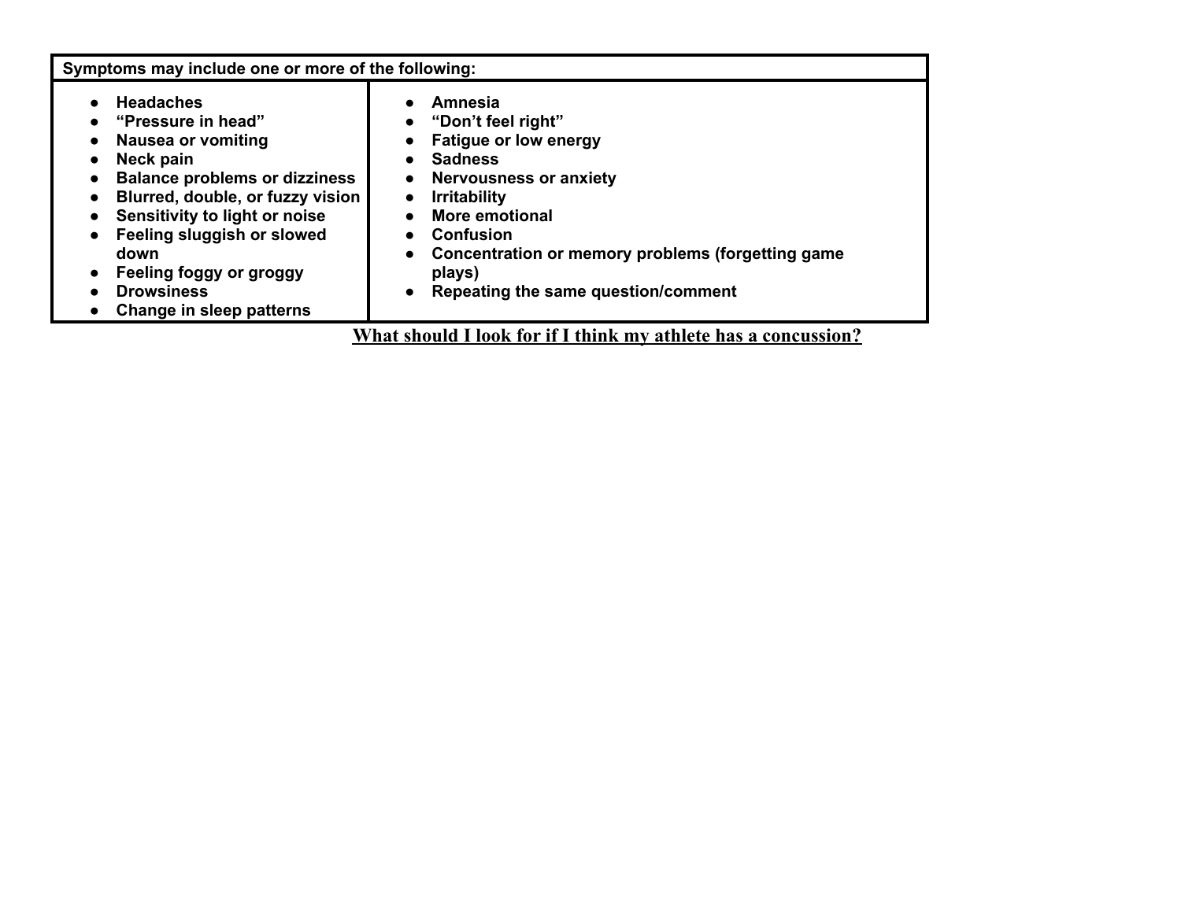| Symptoms may include one or more of the following: | |
|---|---|
| • Headaches<br>• "Pressure in head"<br>• Nausea or vomiting<br>• Neck pain<br>• Balance problems or dizziness<br>• Blurred, double, or fuzzy vision<br>• Sensitivity to light or noise<br>• Feeling sluggish or slowed down<br>• Feeling foggy or groggy<br>• Drowsiness<br>• Change in sleep patterns | • Amnesia<br>• "Don't feel right"<br>• Fatigue or low energy<br>• Sadness<br>• Nervousness or anxiety<br>• Irritability<br>• More emotional<br>• Confusion<br>• Concentration or memory problems (forgetting game plays)<br>• Repeating the same question/comment |

## What should I look for if I think my athlete has a concussion?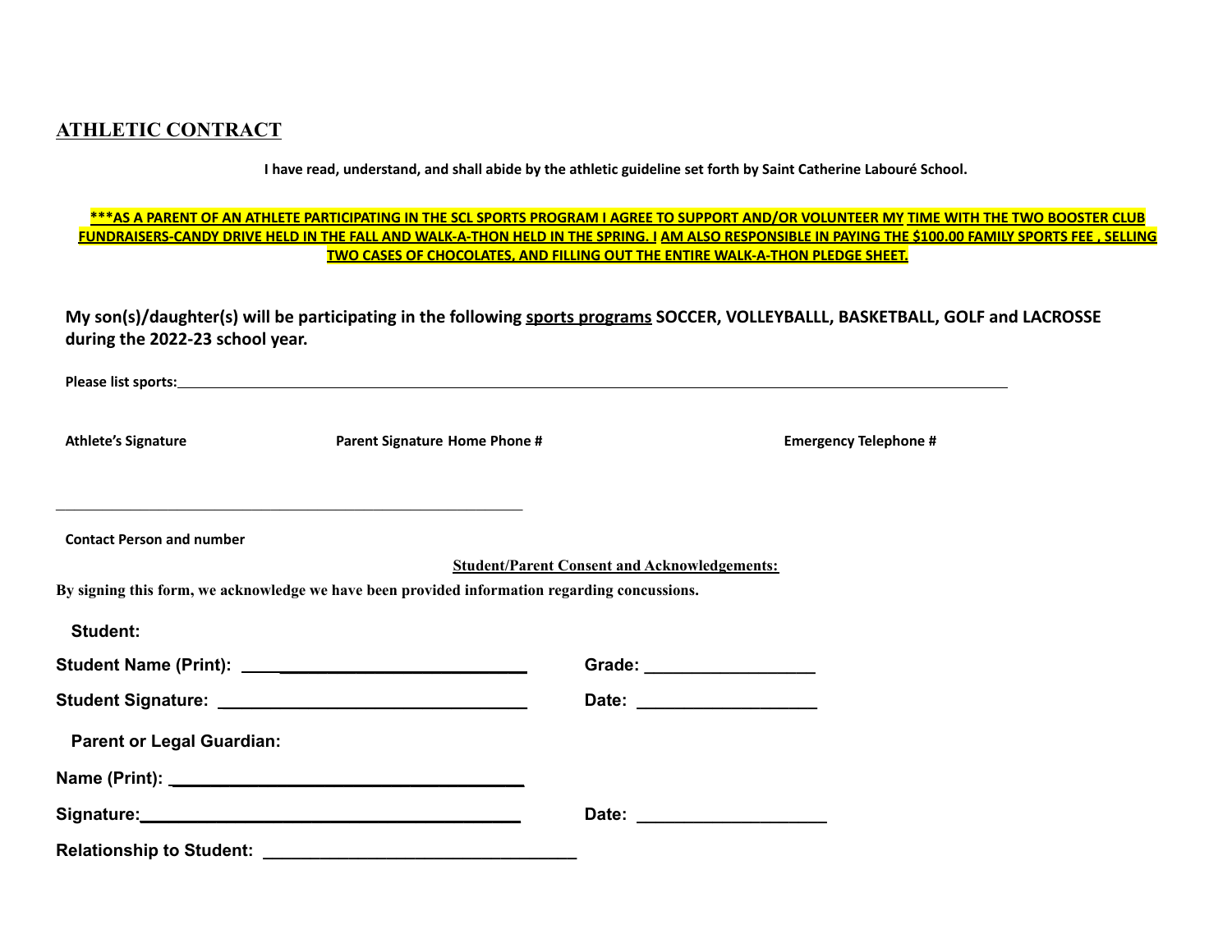# ATHLETIC CONTRACT

**I have read, understand, and shall abide by the athletic guideline set forth by Saint Catherine Labouré School.**

**\*\*\*AS A PARENT OF AN ATHLETE PARTICIPATING IN THE SCL SPORTS PROGRAM I AGREE TO SUPPORT AND/OR VOLUNTEER MY TIME WITH THE TWO BOOSTER CLUB FUNDRAISERS-CANDY DRIVE HELD IN THE FALL AND WALK-A-THON HELD IN THE SPRING. I AM ALSO RESPONSIBLE IN PAYING THE $100.00 FAMILY SPORTS FEE , SELLING TWO CASES OF CHOCOLATES, AND FILLING OUT THE ENTIRE WALK-A-THON PLEDGE SHEET.**

**My son(s)/daughter(s) will be participating in the following sports programs SOCCER, VOLLEYBALLL, BASKETBALL, GOLF and LACROSSE during the 2022-23 school year.**

**Please list sports:** ________________________________________________________________________________________

**Athlete's Signature** **Parent Signature** **Home Phone #** **Emergency Telephone #**

____________________________________________________________

**Contact Person and number**

**Student/Parent Consent and Acknowledgements:**

**By signing this form, we acknowledge we have been provided information regarding concussions.**

**Student:**

**Student Name (Print):** ______________________________ **Grade:** __________________

**Student Signature:** ______________________________ **Date:** ___________________

**Parent or Legal Guardian:**

**Name (Print):** ______________________________________

**Signature:** ________________________________________ **Date:** ____________________

**Relationship to Student:** ________________________________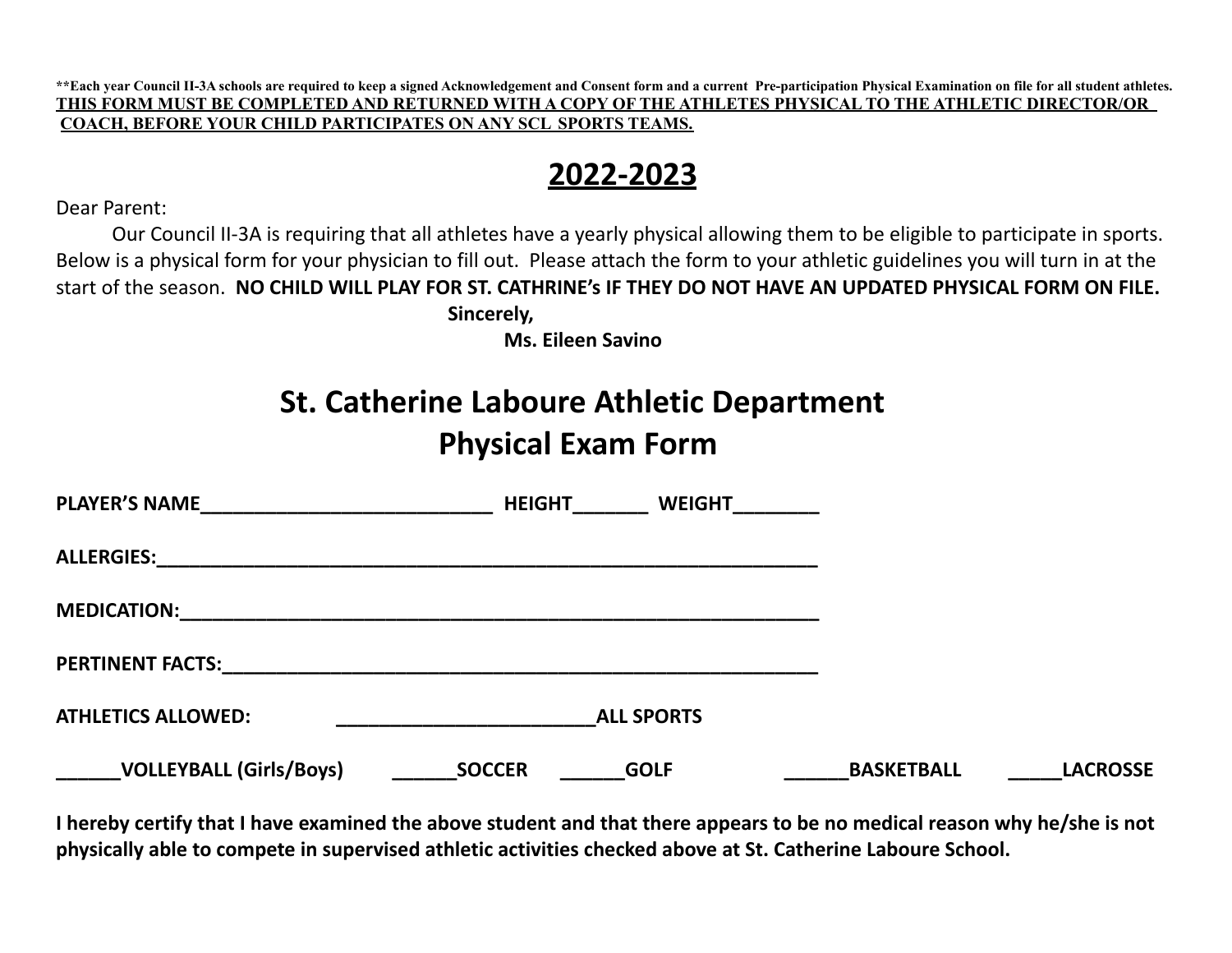**Each year Council II-3A schools are required to keep a signed Acknowledgement and Consent form and a current Pre-participation Physical Examination on file for all student athletes.

**THIS FORM MUST BE COMPLETED AND RETURNED WITH A COPY OF THE ATHLETES PHYSICAL TO THE ATHLETIC DIRECTOR/OR COACH, BEFORE YOUR CHILD PARTICIPATES ON ANY SCL SPORTS TEAMS.**

# 2022-2023

Dear Parent:

Our Council II-3A is requiring that all athletes have a yearly physical allowing them to be eligible to participate in sports. Below is a physical form for your physician to fill out. Please attach the form to your athletic guidelines you will turn in at the start of the season. **NO CHILD WILL PLAY FOR ST. CATHRINE's IF THEY DO NOT HAVE AN UPDATED PHYSICAL FORM ON FILE.**

**Sincerely,**

**Ms. Eileen Savino**

# St. Catherine Laboure Athletic Department
# Physical Exam Form

**PLAYER'S NAME___________________________ HEIGHT_______ WEIGHT________**

**ALLERGIES:_________________________________________________________________**

**MEDICATION:_______________________________________________________________**

**PERTINENT FACTS:__________________________________________________________**

**ATHLETICS ALLOWED: ________________________ALL SPORTS**

**______VOLLEYBALL (Girls/Boys) ______SOCCER ______GOLF ______BASKETBALL _____LACROSSE**

**I hereby certify that I have examined the above student and that there appears to be no medical reason why he/she is not physically able to compete in supervised athletic activities checked above at St. Catherine Laboure School.**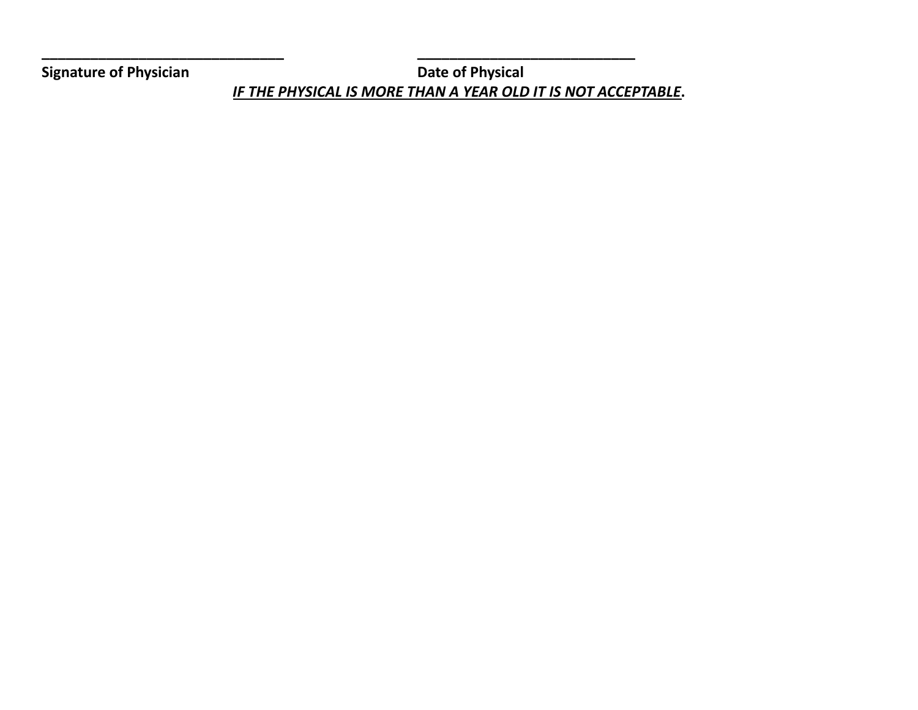\_\_\_\_\_\_\_\_\_\_\_\_\_\_\_\_\_\_\_\_\_\_\_\_\_\_\_\_\_\_\_\_ \_\_\_\_\_\_\_\_\_\_\_\_\_\_\_\_\_\_\_\_\_\_\_\_\_\_\_\_\_\_

**Signature of Physician** **Date of Physical**

***<u>IF THE PHYSICAL IS MORE THAN A YEAR OLD IT IS NOT ACCEPTABLE</u>*****.**